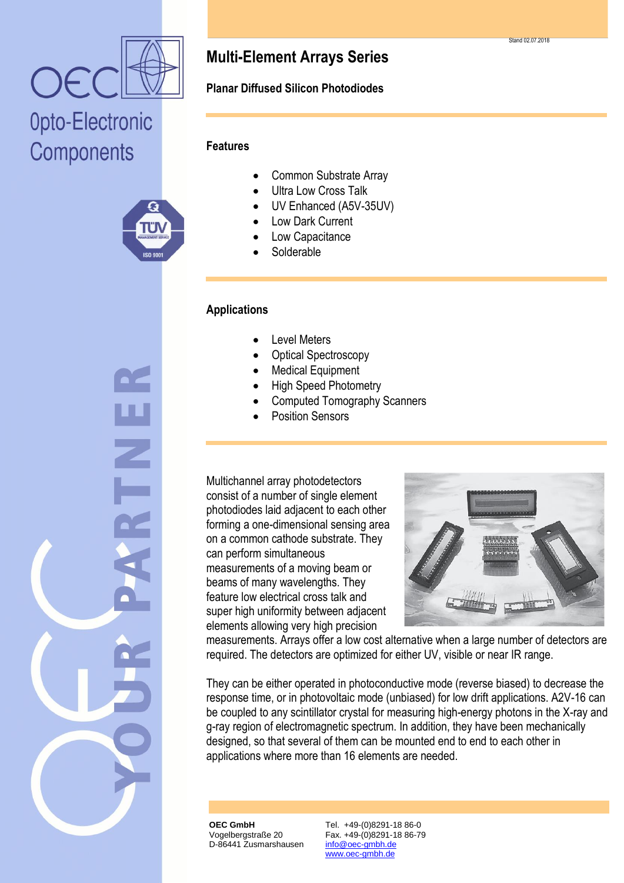# Multi-Element Arrays Series

### Planar Diffused Silicon Photodiodes

## Features

- Common Substrate Array
- Ultra Low Cross Talk
- UV Enhanced (A5V-35UV)
- Low Dark Current
- Low Capacitance
- Solderable

## Applications

- Level Meters
- Optical Spectroscopy
- Medical Equipment
- High Speed Photometry
- Computed Tomography Scanners
- Position Sensors

Multichannel array photodetectors consist of a number of single element photodiodes laid adjacent to each other forming a one-dimensional sensing area on a common cathode substrate. They can perform simultaneous measurements of a moving beam or beams of many wavelengths. They feature low electrical cross talk and super high uniformity between adjacent elements allowing very high precision measurements. Arrays offer a low cost alternative when a large number of detectors are required. The detectors are optimized for either UV, visible or near IR range.

They can be either operated in photoconductive mode (reverse biased) to decrease the response time, or in photovoltaic mode (unbiased) for low drift applications. A2V-16 can be coupled to any scintillator crystal for measuring high-energy photons in the X-ray and g-ray region of electromagnetic spectrum. In addition, they have been mechanically designed, so that several of them can be mounted end to end to each other in applications where more than 16 elements are needed.

**OEC GmbH**
Vogelbergstraße 20
D-86441 Zusmarshausen

Tel. +49-(0)8291-18 86-0
Fax. +49-(0)8291-18 86-79
info@oec-gmbh.de
www.oec-gmbh.de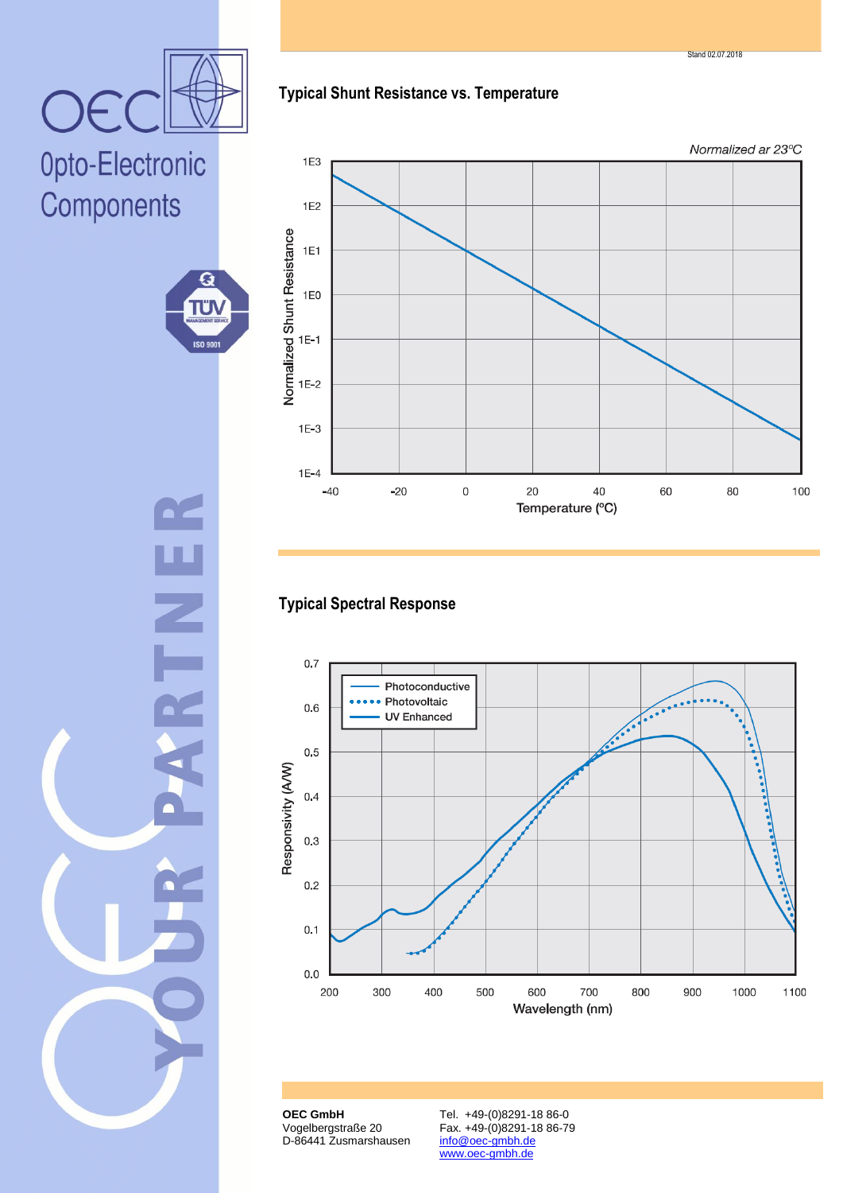## Typical Shunt Resistance vs. Temperature

*Normalized ar 23°C*

Normalized Shunt Resistance: 1E3, 1E2, 1E1, 1E0, 1E-1, 1E-2, 1E-3, 1E-4

Temperature (°C): -40, -20, 0, 20, 40, 60, 80, 100

## Typical Spectral Response

Photoconductive
Photovoltaic
UV Enhanced

Responsivity (A/W): 0.0, 0.1, 0.2, 0.3, 0.4, 0.5, 0.6, 0.7

Wavelength (nm): 200, 300, 400, 500, 600, 700, 800, 900, 1000, 1100

**OEC GmbH**
Vogelbergstraße 20
D-86441 Zusmarshausen

Tel. +49-(0)8291-18 86-0
Fax. +49-(0)8291-18 86-79
info@oec-gmbh.de
www.oec-gmbh.de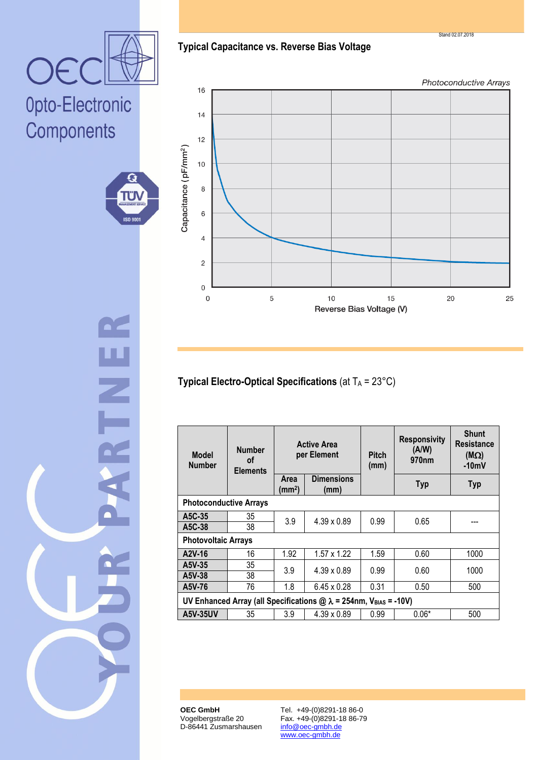## Typical Capacitance vs. Reverse Bias Voltage

*Photoconductive Arrays*

Capacitance (pF/mm²)

Reverse Bias Voltage (V)

## Typical Electro-Optical Specifications (at $T_A$ = 23°C)

| Model Number | Number of Elements | Active Area per Element | | Pitch (mm) | Responsivity (A/W) 970nm | Shunt Resistance (MΩ) -10mV |
|---|---|---|---|---|---|---|
| | | Area (mm²) | Dimensions (mm) | | Typ | Typ |
| **Photoconductive Arrays** | | | | | | |
| **A5C-35** | 35 | 3.9 | 4.39 x 0.89 | 0.99 | 0.65 | --- |
| **A5C-38** | 38 | 3.9 | 4.39 x 0.89 | 0.99 | 0.65 | --- |
| **Photovoltaic Arrays** | | | | | | |
| **A2V-16** | 16 | 1.92 | 1.57 x 1.22 | 1.59 | 0.60 | 1000 |
| **A5V-35** | 35 | 3.9 | 4.39 x 0.89 | 0.99 | 0.60 | 1000 |
| **A5V-38** | 38 | 3.9 | 4.39 x 0.89 | 0.99 | 0.60 | 1000 |
| **A5V-76** | 76 | 1.8 | 6.45 x 0.28 | 0.31 | 0.50 | 500 |
| **UV Enhanced Array (all Specifications @ $\lambda$ = 254nm, $V_{BIAS}$ = -10V)** | | | | | | |
| **A5V-35UV** | 35 | 3.9 | 4.39 x 0.89 | 0.99 | 0.06* | 500 |

**OEC GmbH**
Vogelbergstraße 20
D-86441 Zusmarshausen

Tel. +49-(0)8291-18 86-0
Fax. +49-(0)8291-18 86-79
info@oec-gmbh.de
www.oec-gmbh.de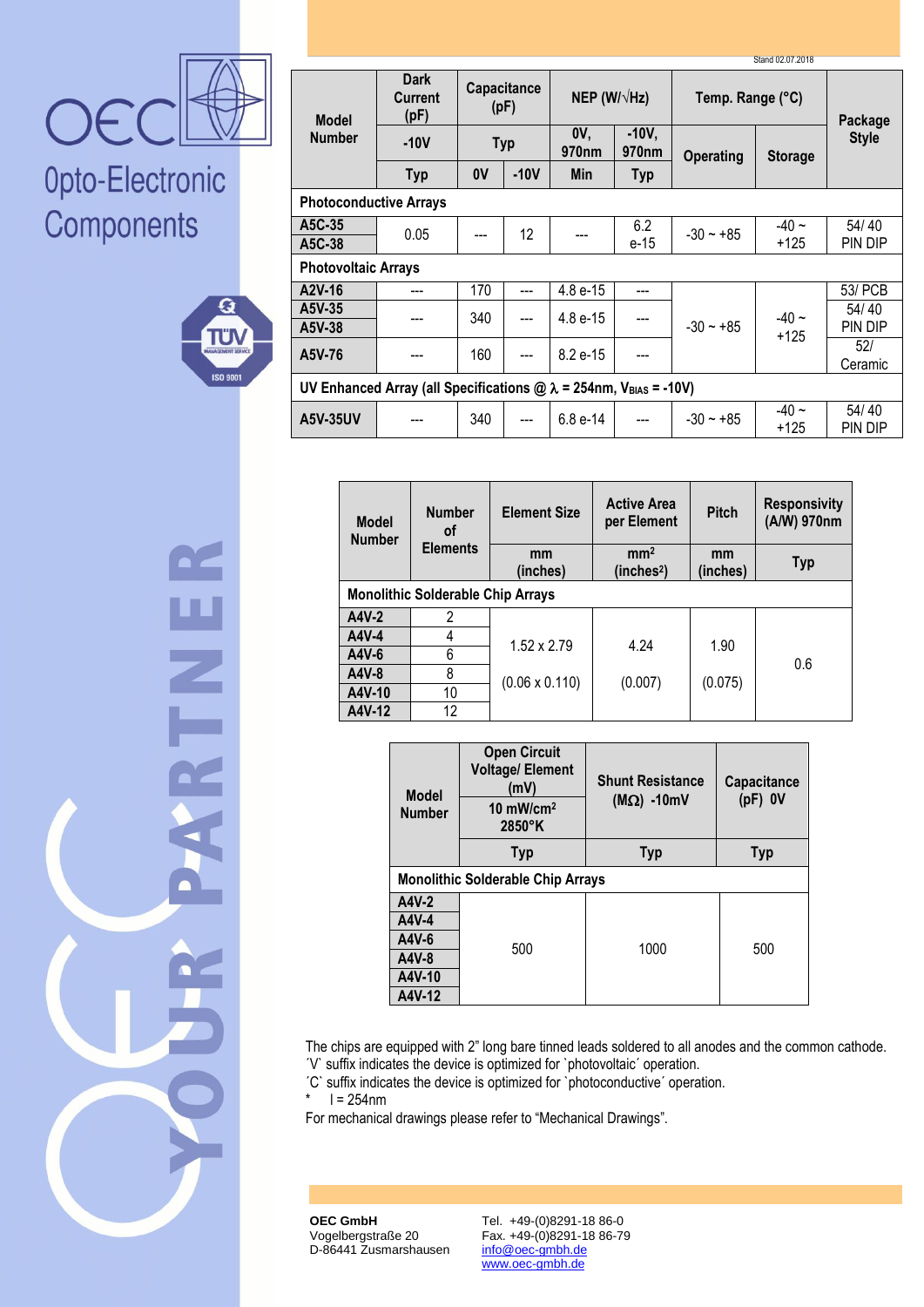OEC

Opto-Electronic Components

YOUR PARTNER

Stand 02.07.2018

| Model Number | Dark Current (pF) | Capacitance (pF) | | NEP (W/√Hz) | | Temp. Range (°C) | | Package Style |
|---|---|---|---|---|---|---|---|---|
| | -10V | Typ | | 0V, 970nm | -10V, 970nm | Operating | Storage | |
| | Typ | 0V | -10V | Min | Typ | | | |
| **Photoconductive Arrays** | | | | | | | | |
| **A5C-35** | 0.05 | --- | 12 | --- | 6.2 e-15 | -30 ~ +85 | -40 ~ +125 | 54/ 40 PIN DIP |
| **A5C-38** | | | | | | | | |
| **Photovoltaic Arrays** | | | | | | | | |
| **A2V-16** | --- | 170 | --- | 4.8 e-15 | --- | -30 ~ +85 | -40 ~ +125 | 53/ PCB |
| **A5V-35** | --- | 340 | --- | 4.8 e-15 | --- | | | 54/ 40 PIN DIP |
| **A5V-38** | | | | | | | | |
| **A5V-76** | --- | 160 | --- | 8.2 e-15 | --- | | | 52/ Ceramic |
| **UV Enhanced Array (all Specifications @ λ = 254nm, $V_{BIAS}$ = -10V)** | | | | | | | | |
| **A5V-35UV** | --- | 340 | --- | 6.8 e-14 | --- | -30 ~ +85 | -40 ~ +125 | 54/ 40 PIN DIP |

| Model Number | Number of Elements | Element Size | Active Area per Element | Pitch | Responsivity (A/W) 970nm |
|---|---|---|---|---|---|
| | | mm (inches) | $mm^2$ ($inches^2$) | mm (inches) | Typ |
| **Monolithic Solderable Chip Arrays** | | | | | |
| **A4V-2** | 2 | 1.52 x 2.79 (0.06 x 0.110) | 4.24 (0.007) | 1.90 (0.075) | 0.6 |
| **A4V-4** | 4 | | | | |
| **A4V-6** | 6 | | | | |
| **A4V-8** | 8 | | | | |
| **A4V-10** | 10 | | | | |
| **A4V-12** | 12 | | | | |

| Model Number | Open Circuit Voltage/ Element (mV) 10 $mW/cm^2$ 2850°K | Shunt Resistance (MΩ) -10mV | Capacitance (pF) 0V |
|---|---|---|---|
| | Typ | Typ | Typ |
| **Monolithic Solderable Chip Arrays** | | | |
| **A4V-2** | 500 | 1000 | 500 |
| **A4V-4** | | | |
| **A4V-6** | | | |
| **A4V-8** | | | |
| **A4V-10** | | | |
| **A4V-12** | | | |

The chips are equipped with 2" long bare tinned leads soldered to all anodes and the common cathode.
´V` suffix indicates the device is optimized for `photovoltaic´ operation.
´C` suffix indicates the device is optimized for `photoconductive´ operation.
* l = 254nm
For mechanical drawings please refer to "Mechanical Drawings".

**OEC GmbH**
Vogelbergstraße 20
D-86441 Zusmarshausen

Tel. +49-(0)8291-18 86-0
Fax. +49-(0)8291-18 86-79
info@oec-gmbh.de
www.oec-gmbh.de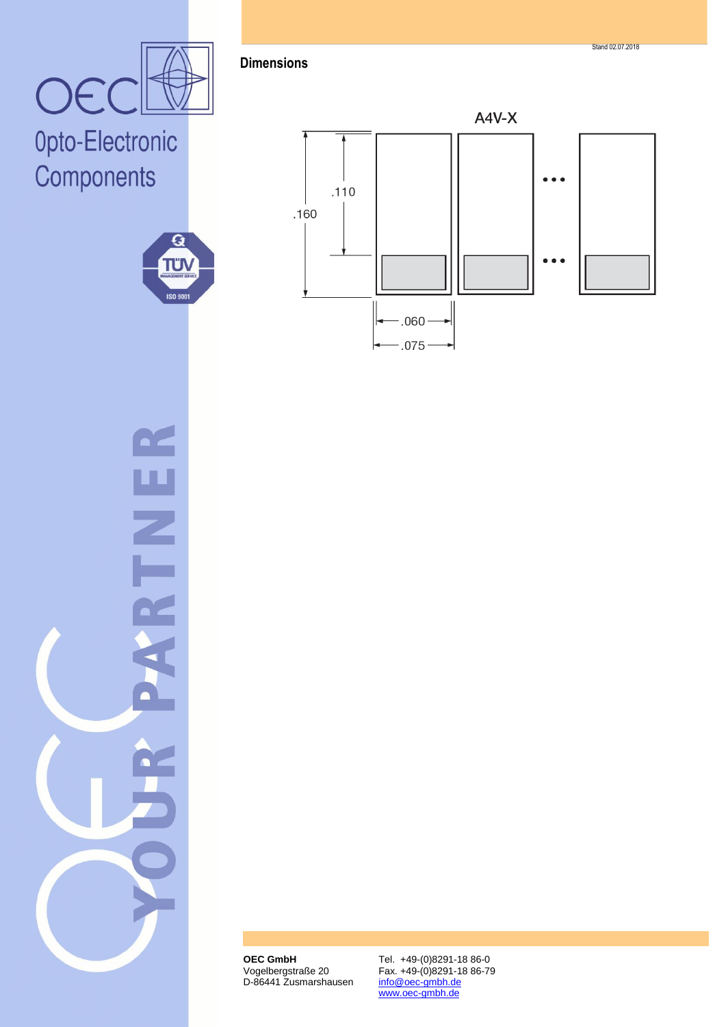## Dimensions

A4V-X

.110

.160

.060

.075

**OEC GmbH**
Vogelbergstraße 20
D-86441 Zusmarshausen

Tel. +49-(0)8291-18 86-0
Fax. +49-(0)8291-18 86-79
info@oec-gmbh.de
www.oec-gmbh.de